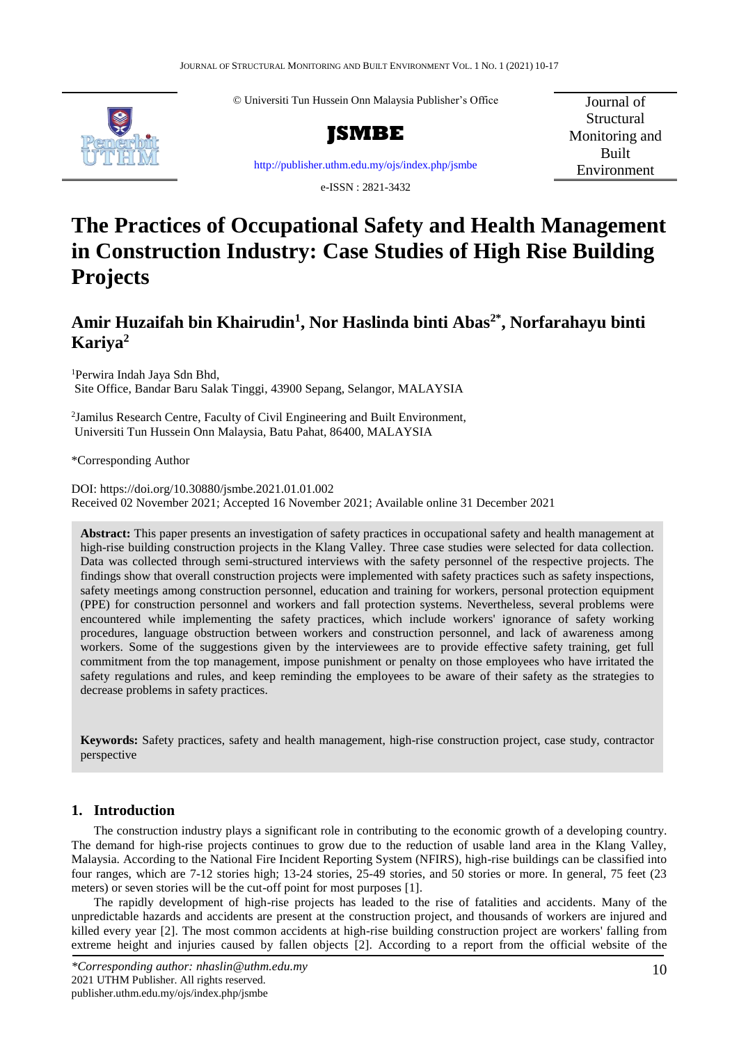© Universiti Tun Hussein Onn Malaysia Publisher's Office

**JSMBE**

http://publisher.uthm.edu.my/ojs/index.php/jsmbe

e-ISSN : 2821-3432

Journal of Structural Monitoring and Built Environment

# The Practices of Occupational Safety and Health Management in Construction Industry: Case Studies of High Rise Building Projects

**Amir Huzaifah bin Khairudin[1], Nor Haslinda binti Abas[2*], Norfarahayu binti Kariya[2]**

[1]Perwira Indah Jaya Sdn Bhd, Site Office, Bandar Baru Salak Tinggi, 43900 Sepang, Selangor, MALAYSIA

[2]Jamilus Research Centre, Faculty of Civil Engineering and Built Environment, Universiti Tun Hussein Onn Malaysia, Batu Pahat, 86400, MALAYSIA

*Corresponding Author

DOI: https://doi.org/10.30880/jsmbe.2021.01.01.002
Received 02 November 2021; Accepted 16 November 2021; Available online 31 December 2021

**Abstract:** This paper presents an investigation of safety practices in occupational safety and health management at high-rise building construction projects in the Klang Valley. Three case studies were selected for data collection. Data was collected through semi-structured interviews with the safety personnel of the respective projects. The findings show that overall construction projects were implemented with safety practices such as safety inspections, safety meetings among construction personnel, education and training for workers, personal protection equipment (PPE) for construction personnel and workers and fall protection systems. Nevertheless, several problems were encountered while implementing the safety practices, which include workers' ignorance of safety working procedures, language obstruction between workers and construction personnel, and lack of awareness among workers. Some of the suggestions given by the interviewees are to provide effective safety training, get full commitment from the top management, impose punishment or penalty on those employees who have irritated the safety regulations and rules, and keep reminding the employees to be aware of their safety as the strategies to decrease problems in safety practices.

**Keywords:** Safety practices, safety and health management, high-rise construction project, case study, contractor perspective

## 1. Introduction

The construction industry plays a significant role in contributing to the economic growth of a developing country. The demand for high-rise projects continues to grow due to the reduction of usable land area in the Klang Valley, Malaysia. According to the National Fire Incident Reporting System (NFIRS), high-rise buildings can be classified into four ranges, which are 7-12 stories high; 13-24 stories, 25-49 stories, and 50 stories or more. In general, 75 feet (23 meters) or seven stories will be the cut-off point for most purposes [1].

The rapidly development of high-rise projects has leaded to the rise of fatalities and accidents. Many of the unpredictable hazards and accidents are present at the construction project, and thousands of workers are injured and killed every year [2]. The most common accidents at high-rise building construction project are workers' falling from extreme height and injuries caused by fallen objects [2]. According to a report from the official website of the

*\*Corresponding author: nhaslin@uthm.edu.my*
2021 UTHM Publisher. All rights reserved.
publisher.uthm.edu.my/ojs/index.php/jsmbe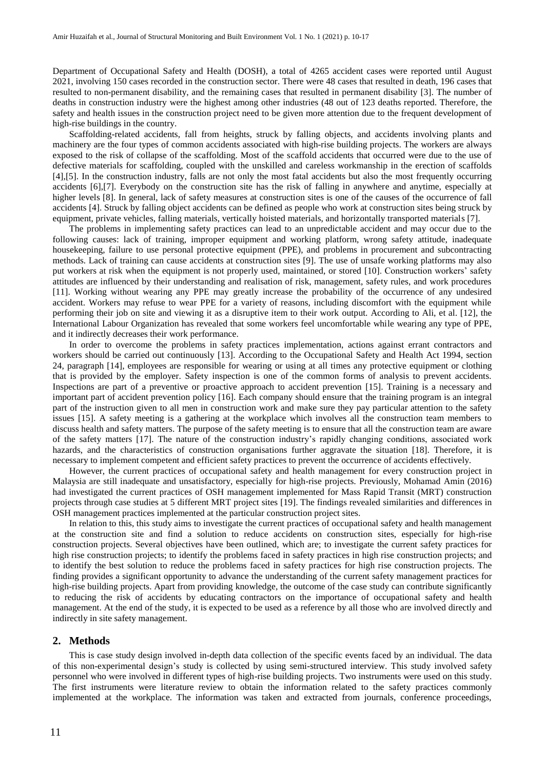Department of Occupational Safety and Health (DOSH), a total of 4265 accident cases were reported until August 2021, involving 150 cases recorded in the construction sector. There were 48 cases that resulted in death, 196 cases that resulted to non-permanent disability, and the remaining cases that resulted in permanent disability [3]. The number of deaths in construction industry were the highest among other industries (48 out of 123 deaths reported. Therefore, the safety and health issues in the construction project need to be given more attention due to the frequent development of high-rise buildings in the country.

Scaffolding-related accidents, fall from heights, struck by falling objects, and accidents involving plants and machinery are the four types of common accidents associated with high-rise building projects. The workers are always exposed to the risk of collapse of the scaffolding. Most of the scaffold accidents that occurred were due to the use of defective materials for scaffolding, coupled with the unskilled and careless workmanship in the erection of scaffolds [4],[5]. In the construction industry, falls are not only the most fatal accidents but also the most frequently occurring accidents [6],[7]. Everybody on the construction site has the risk of falling in anywhere and anytime, especially at higher levels [8]. In general, lack of safety measures at construction sites is one of the causes of the occurrence of fall accidents [4]. Struck by falling object accidents can be defined as people who work at construction sites being struck by equipment, private vehicles, falling materials, vertically hoisted materials, and horizontally transported materials [7].

The problems in implementing safety practices can lead to an unpredictable accident and may occur due to the following causes: lack of training, improper equipment and working platform, wrong safety attitude, inadequate housekeeping, failure to use personal protective equipment (PPE), and problems in procurement and subcontracting methods. Lack of training can cause accidents at construction sites [9]. The use of unsafe working platforms may also put workers at risk when the equipment is not properly used, maintained, or stored [10]. Construction workers' safety attitudes are influenced by their understanding and realisation of risk, management, safety rules, and work procedures [11]. Working without wearing any PPE may greatly increase the probability of the occurrence of any undesired accident. Workers may refuse to wear PPE for a variety of reasons, including discomfort with the equipment while performing their job on site and viewing it as a disruptive item to their work output. According to Ali, et al. [12], the International Labour Organization has revealed that some workers feel uncomfortable while wearing any type of PPE, and it indirectly decreases their work performance.

In order to overcome the problems in safety practices implementation, actions against errant contractors and workers should be carried out continuously [13]. According to the Occupational Safety and Health Act 1994, section 24, paragraph [14], employees are responsible for wearing or using at all times any protective equipment or clothing that is provided by the employer. Safety inspection is one of the common forms of analysis to prevent accidents. Inspections are part of a preventive or proactive approach to accident prevention [15]. Training is a necessary and important part of accident prevention policy [16]. Each company should ensure that the training program is an integral part of the instruction given to all men in construction work and make sure they pay particular attention to the safety issues [15]. A safety meeting is a gathering at the workplace which involves all the construction team members to discuss health and safety matters. The purpose of the safety meeting is to ensure that all the construction team are aware of the safety matters [17]. The nature of the construction industry's rapidly changing conditions, associated work hazards, and the characteristics of construction organisations further aggravate the situation [18]. Therefore, it is necessary to implement competent and efficient safety practices to prevent the occurrence of accidents effectively.

However, the current practices of occupational safety and health management for every construction project in Malaysia are still inadequate and unsatisfactory, especially for high-rise projects. Previously, Mohamad Amin (2016) had investigated the current practices of OSH management implemented for Mass Rapid Transit (MRT) construction projects through case studies at 5 different MRT project sites [19]. The findings revealed similarities and differences in OSH management practices implemented at the particular construction project sites.

In relation to this, this study aims to investigate the current practices of occupational safety and health management at the construction site and find a solution to reduce accidents on construction sites, especially for high-rise construction projects. Several objectives have been outlined, which are; to investigate the current safety practices for high rise construction projects; to identify the problems faced in safety practices in high rise construction projects; and to identify the best solution to reduce the problems faced in safety practices for high rise construction projects. The finding provides a significant opportunity to advance the understanding of the current safety management practices for high-rise building projects. Apart from providing knowledge, the outcome of the case study can contribute significantly to reducing the risk of accidents by educating contractors on the importance of occupational safety and health management. At the end of the study, it is expected to be used as a reference by all those who are involved directly and indirectly in site safety management.

## 2. Methods

This is case study design involved in-depth data collection of the specific events faced by an individual. The data of this non-experimental design's study is collected by using semi-structured interview. This study involved safety personnel who were involved in different types of high-rise building projects. Two instruments were used on this study. The first instruments were literature review to obtain the information related to the safety practices commonly implemented at the workplace. The information was taken and extracted from journals, conference proceedings,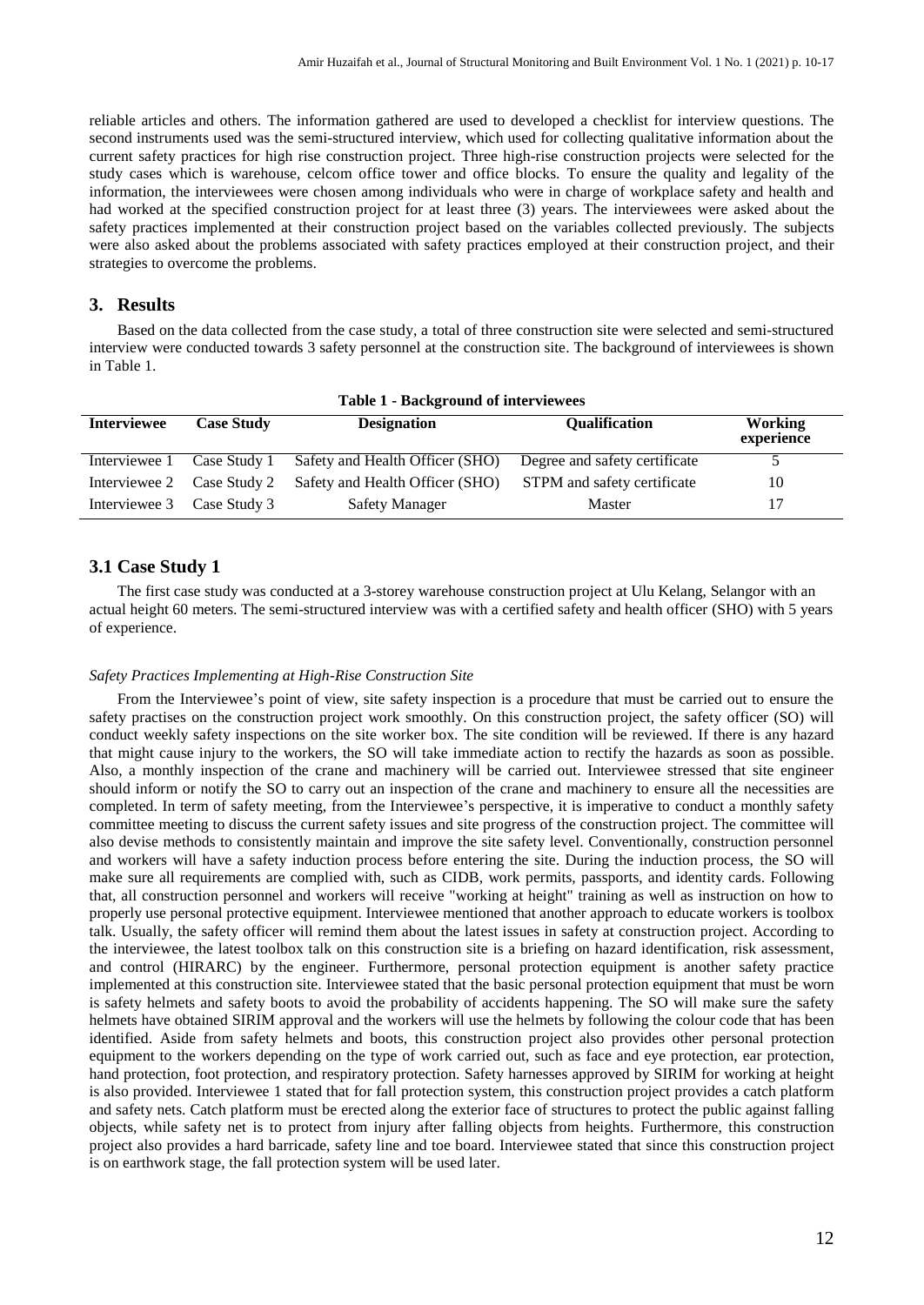reliable articles and others. The information gathered are used to developed a checklist for interview questions. The second instruments used was the semi-structured interview, which used for collecting qualitative information about the current safety practices for high rise construction project. Three high-rise construction projects were selected for the study cases which is warehouse, celcom office tower and office blocks. To ensure the quality and legality of the information, the interviewees were chosen among individuals who were in charge of workplace safety and health and had worked at the specified construction project for at least three (3) years. The interviewees were asked about the safety practices implemented at their construction project based on the variables collected previously. The subjects were also asked about the problems associated with safety practices employed at their construction project, and their strategies to overcome the problems.

## 3. Results

Based on the data collected from the case study, a total of three construction site were selected and semi-structured interview were conducted towards 3 safety personnel at the construction site. The background of interviewees is shown in Table 1.

**Table 1 - Background of interviewees**

| Interviewee | Case Study | Designation | Qualification | Working experience |
|---|---|---|---|---|
| Interviewee 1 | Case Study 1 | Safety and Health Officer (SHO) | Degree and safety certificate | 5 |
| Interviewee 2 | Case Study 2 | Safety and Health Officer (SHO) | STPM and safety certificate | 10 |
| Interviewee 3 | Case Study 3 | Safety Manager | Master | 17 |

### 3.1 Case Study 1

The first case study was conducted at a 3-storey warehouse construction project at Ulu Kelang, Selangor with an actual height 60 meters. The semi-structured interview was with a certified safety and health officer (SHO) with 5 years of experience.

*Safety Practices Implementing at High-Rise Construction Site*

From the Interviewee's point of view, site safety inspection is a procedure that must be carried out to ensure the safety practises on the construction project work smoothly. On this construction project, the safety officer (SO) will conduct weekly safety inspections on the site worker box. The site condition will be reviewed. If there is any hazard that might cause injury to the workers, the SO will take immediate action to rectify the hazards as soon as possible. Also, a monthly inspection of the crane and machinery will be carried out. Interviewee stressed that site engineer should inform or notify the SO to carry out an inspection of the crane and machinery to ensure all the necessities are completed. In term of safety meeting, from the Interviewee's perspective, it is imperative to conduct a monthly safety committee meeting to discuss the current safety issues and site progress of the construction project. The committee will also devise methods to consistently maintain and improve the site safety level. Conventionally, construction personnel and workers will have a safety induction process before entering the site. During the induction process, the SO will make sure all requirements are complied with, such as CIDB, work permits, passports, and identity cards. Following that, all construction personnel and workers will receive "working at height" training as well as instruction on how to properly use personal protective equipment. Interviewee mentioned that another approach to educate workers is toolbox talk. Usually, the safety officer will remind them about the latest issues in safety at construction project. According to the interviewee, the latest toolbox talk on this construction site is a briefing on hazard identification, risk assessment, and control (HIRARC) by the engineer. Furthermore, personal protection equipment is another safety practice implemented at this construction site. Interviewee stated that the basic personal protection equipment that must be worn is safety helmets and safety boots to avoid the probability of accidents happening. The SO will make sure the safety helmets have obtained SIRIM approval and the workers will use the helmets by following the colour code that has been identified. Aside from safety helmets and boots, this construction project also provides other personal protection equipment to the workers depending on the type of work carried out, such as face and eye protection, ear protection, hand protection, foot protection, and respiratory protection. Safety harnesses approved by SIRIM for working at height is also provided. Interviewee 1 stated that for fall protection system, this construction project provides a catch platform and safety nets. Catch platform must be erected along the exterior face of structures to protect the public against falling objects, while safety net is to protect from injury after falling objects from heights. Furthermore, this construction project also provides a hard barricade, safety line and toe board. Interviewee stated that since this construction project is on earthwork stage, the fall protection system will be used later.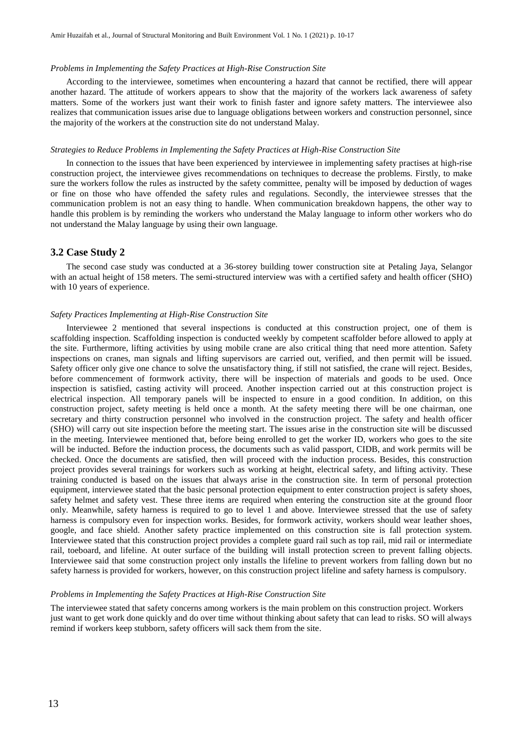*Problems in Implementing the Safety Practices at High-Rise Construction Site*

According to the interviewee, sometimes when encountering a hazard that cannot be rectified, there will appear another hazard. The attitude of workers appears to show that the majority of the workers lack awareness of safety matters. Some of the workers just want their work to finish faster and ignore safety matters. The interviewee also realizes that communication issues arise due to language obligations between workers and construction personnel, since the majority of the workers at the construction site do not understand Malay.

*Strategies to Reduce Problems in Implementing the Safety Practices at High-Rise Construction Site*

In connection to the issues that have been experienced by interviewee in implementing safety practises at high-rise construction project, the interviewee gives recommendations on techniques to decrease the problems. Firstly, to make sure the workers follow the rules as instructed by the safety committee, penalty will be imposed by deduction of wages or fine on those who have offended the safety rules and regulations. Secondly, the interviewee stresses that the communication problem is not an easy thing to handle. When communication breakdown happens, the other way to handle this problem is by reminding the workers who understand the Malay language to inform other workers who do not understand the Malay language by using their own language.

## 3.2 Case Study 2

The second case study was conducted at a 36-storey building tower construction site at Petaling Jaya, Selangor with an actual height of 158 meters. The semi-structured interview was with a certified safety and health officer (SHO) with 10 years of experience.

*Safety Practices Implementing at High-Rise Construction Site*

Interviewee 2 mentioned that several inspections is conducted at this construction project, one of them is scaffolding inspection. Scaffolding inspection is conducted weekly by competent scaffolder before allowed to apply at the site. Furthermore, lifting activities by using mobile crane are also critical thing that need more attention. Safety inspections on cranes, man signals and lifting supervisors are carried out, verified, and then permit will be issued. Safety officer only give one chance to solve the unsatisfactory thing, if still not satisfied, the crane will reject. Besides, before commencement of formwork activity, there will be inspection of materials and goods to be used. Once inspection is satisfied, casting activity will proceed. Another inspection carried out at this construction project is electrical inspection. All temporary panels will be inspected to ensure in a good condition. In addition, on this construction project, safety meeting is held once a month. At the safety meeting there will be one chairman, one secretary and thirty construction personnel who involved in the construction project. The safety and health officer (SHO) will carry out site inspection before the meeting start. The issues arise in the construction site will be discussed in the meeting. Interviewee mentioned that, before being enrolled to get the worker ID, workers who goes to the site will be inducted. Before the induction process, the documents such as valid passport, CIDB, and work permits will be checked. Once the documents are satisfied, then will proceed with the induction process. Besides, this construction project provides several trainings for workers such as working at height, electrical safety, and lifting activity. These training conducted is based on the issues that always arise in the construction site. In term of personal protection equipment, interviewee stated that the basic personal protection equipment to enter construction project is safety shoes, safety helmet and safety vest. These three items are required when entering the construction site at the ground floor only. Meanwhile, safety harness is required to go to level 1 and above. Interviewee stressed that the use of safety harness is compulsory even for inspection works. Besides, for formwork activity, workers should wear leather shoes, google, and face shield. Another safety practice implemented on this construction site is fall protection system. Interviewee stated that this construction project provides a complete guard rail such as top rail, mid rail or intermediate rail, toeboard, and lifeline. At outer surface of the building will install protection screen to prevent falling objects. Interviewee said that some construction project only installs the lifeline to prevent workers from falling down but no safety harness is provided for workers, however, on this construction project lifeline and safety harness is compulsory.

*Problems in Implementing the Safety Practices at High-Rise Construction Site*

The interviewee stated that safety concerns among workers is the main problem on this construction project. Workers just want to get work done quickly and do over time without thinking about safety that can lead to risks. SO will always remind if workers keep stubborn, safety officers will sack them from the site.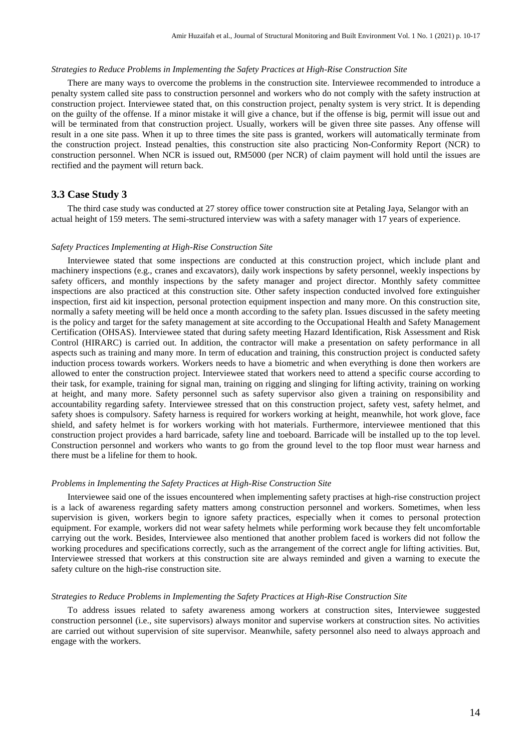*Strategies to Reduce Problems in Implementing the Safety Practices at High-Rise Construction Site*

There are many ways to overcome the problems in the construction site. Interviewee recommended to introduce a penalty system called site pass to construction personnel and workers who do not comply with the safety instruction at construction project. Interviewee stated that, on this construction project, penalty system is very strict. It is depending on the guilty of the offense. If a minor mistake it will give a chance, but if the offense is big, permit will issue out and will be terminated from that construction project. Usually, workers will be given three site passes. Any offense will result in a one site pass. When it up to three times the site pass is granted, workers will automatically terminate from the construction project. Instead penalties, this construction site also practicing Non-Conformity Report (NCR) to construction personnel. When NCR is issued out, RM5000 (per NCR) of claim payment will hold until the issues are rectified and the payment will return back.

## 3.3 Case Study 3

The third case study was conducted at 27 storey office tower construction site at Petaling Jaya, Selangor with an actual height of 159 meters. The semi-structured interview was with a safety manager with 17 years of experience.

*Safety Practices Implementing at High-Rise Construction Site*

Interviewee stated that some inspections are conducted at this construction project, which include plant and machinery inspections (e.g., cranes and excavators), daily work inspections by safety personnel, weekly inspections by safety officers, and monthly inspections by the safety manager and project director. Monthly safety committee inspections are also practiced at this construction site. Other safety inspection conducted involved fore extinguisher inspection, first aid kit inspection, personal protection equipment inspection and many more. On this construction site, normally a safety meeting will be held once a month according to the safety plan. Issues discussed in the safety meeting is the policy and target for the safety management at site according to the Occupational Health and Safety Management Certification (OHSAS). Interviewee stated that during safety meeting Hazard Identification, Risk Assessment and Risk Control (HIRARC) is carried out. In addition, the contractor will make a presentation on safety performance in all aspects such as training and many more. In term of education and training, this construction project is conducted safety induction process towards workers. Workers needs to have a biometric and when everything is done then workers are allowed to enter the construction project. Interviewee stated that workers need to attend a specific course according to their task, for example, training for signal man, training on rigging and slinging for lifting activity, training on working at height, and many more. Safety personnel such as safety supervisor also given a training on responsibility and accountability regarding safety. Interviewee stressed that on this construction project, safety vest, safety helmet, and safety shoes is compulsory. Safety harness is required for workers working at height, meanwhile, hot work glove, face shield, and safety helmet is for workers working with hot materials. Furthermore, interviewee mentioned that this construction project provides a hard barricade, safety line and toeboard. Barricade will be installed up to the top level. Construction personnel and workers who wants to go from the ground level to the top floor must wear harness and there must be a lifeline for them to hook.

*Problems in Implementing the Safety Practices at High-Rise Construction Site*

Interviewee said one of the issues encountered when implementing safety practises at high-rise construction project is a lack of awareness regarding safety matters among construction personnel and workers. Sometimes, when less supervision is given, workers begin to ignore safety practices, especially when it comes to personal protection equipment. For example, workers did not wear safety helmets while performing work because they felt uncomfortable carrying out the work. Besides, Interviewee also mentioned that another problem faced is workers did not follow the working procedures and specifications correctly, such as the arrangement of the correct angle for lifting activities. But, Interviewee stressed that workers at this construction site are always reminded and given a warning to execute the safety culture on the high-rise construction site.

*Strategies to Reduce Problems in Implementing the Safety Practices at High-Rise Construction Site*

To address issues related to safety awareness among workers at construction sites, Interviewee suggested construction personnel (i.e., site supervisors) always monitor and supervise workers at construction sites. No activities are carried out without supervision of site supervisor. Meanwhile, safety personnel also need to always approach and engage with the workers.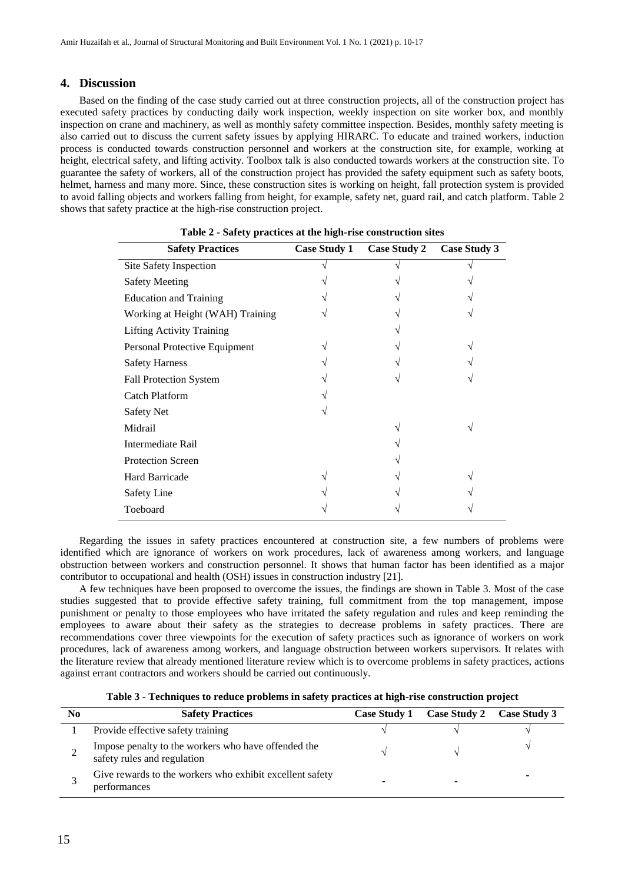## 4. Discussion

Based on the finding of the case study carried out at three construction projects, all of the construction project has executed safety practices by conducting daily work inspection, weekly inspection on site worker box, and monthly inspection on crane and machinery, as well as monthly safety committee inspection. Besides, monthly safety meeting is also carried out to discuss the current safety issues by applying HIRARC. To educate and trained workers, induction process is conducted towards construction personnel and workers at the construction site, for example, working at height, electrical safety, and lifting activity. Toolbox talk is also conducted towards workers at the construction site. To guarantee the safety of workers, all of the construction project has provided the safety equipment such as safety boots, helmet, harness and many more. Since, these construction sites is working on height, fall protection system is provided to avoid falling objects and workers falling from height, for example, safety net, guard rail, and catch platform. Table 2 shows that safety practice at the high-rise construction project.

**Table 2 - Safety practices at the high-rise construction sites**

| Safety Practices | Case Study 1 | Case Study 2 | Case Study 3 |
|---|---|---|---|
| Site Safety Inspection | √ | √ | √ |
| Safety Meeting | √ | √ | √ |
| Education and Training | √ | √ | √ |
| Working at Height (WAH) Training | √ | √ | √ |
| Lifting Activity Training | | √ | |
| Personal Protective Equipment | √ | √ | √ |
| Safety Harness | √ | √ | √ |
| Fall Protection System | √ | √ | √ |
| Catch Platform | √ | | |
| Safety Net | √ | | |
| Midrail | | √ | √ |
| Intermediate Rail | | √ | |
| Protection Screen | | √ | |
| Hard Barricade | √ | √ | √ |
| Safety Line | √ | √ | √ |
| Toeboard | √ | √ | √ |

Regarding the issues in safety practices encountered at construction site, a few numbers of problems were identified which are ignorance of workers on work procedures, lack of awareness among workers, and language obstruction between workers and construction personnel. It shows that human factor has been identified as a major contributor to occupational and health (OSH) issues in construction industry [21].

A few techniques have been proposed to overcome the issues, the findings are shown in Table 3. Most of the case studies suggested that to provide effective safety training, full commitment from the top management, impose punishment or penalty to those employees who have irritated the safety regulation and rules and keep reminding the employees to aware about their safety as the strategies to decrease problems in safety practices. There are recommendations cover three viewpoints for the execution of safety practices such as ignorance of workers on work procedures, lack of awareness among workers, and language obstruction between workers supervisors. It relates with the literature review that already mentioned literature review which is to overcome problems in safety practices, actions against errant contractors and workers should be carried out continuously.

**Table 3 - Techniques to reduce problems in safety practices at high-rise construction project**

| No | Safety Practices | Case Study 1 | Case Study 2 | Case Study 3 |
|---|---|---|---|---|
| 1 | Provide effective safety training | √ | √ | √ |
| 2 | Impose penalty to the workers who have offended the safety rules and regulation | √ | √ | √ |
| 3 | Give rewards to the workers who exhibit excellent safety performances | - | - | - |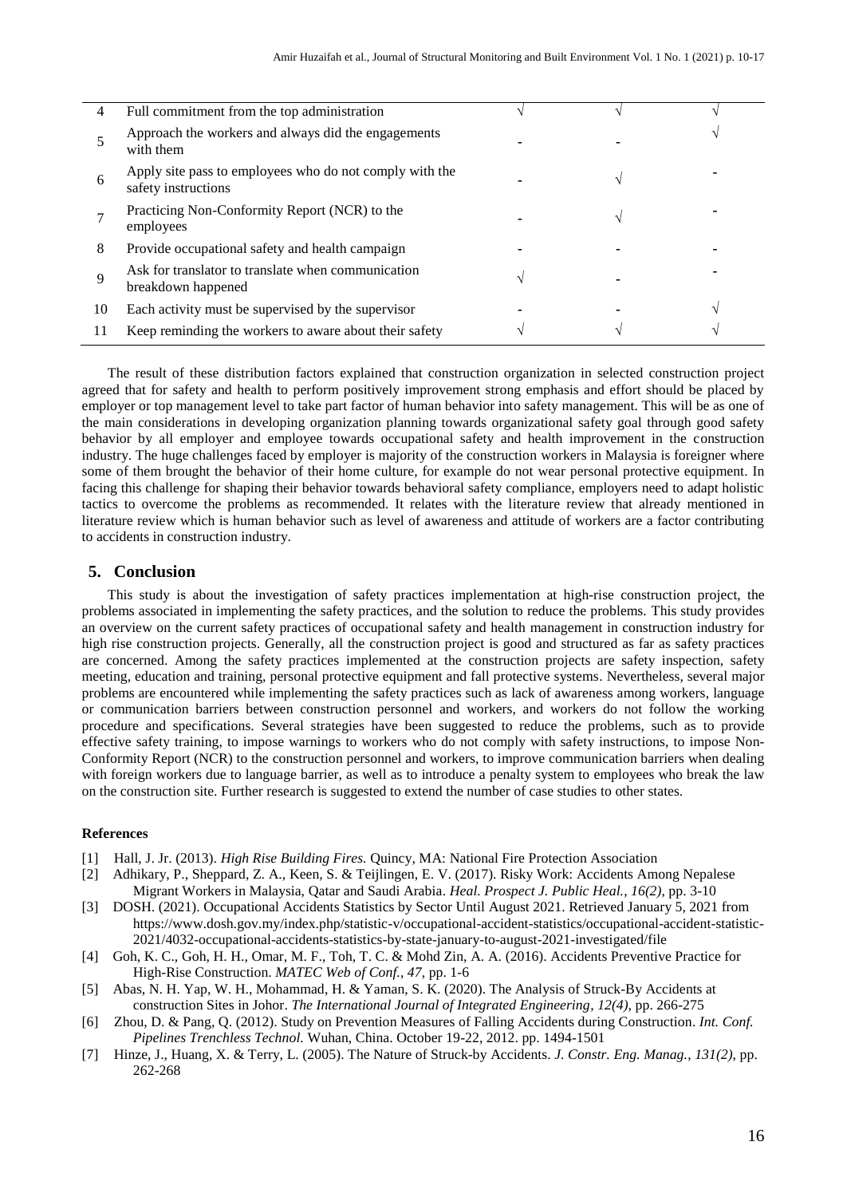| | | | | |
|---|---|---|---|---|
| 4 | Full commitment from the top administration | √ | √ | √ |
| 5 | Approach the workers and always did the engagements with them | - | - | √ |
| 6 | Apply site pass to employees who do not comply with the safety instructions | - | √ | - |
| 7 | Practicing Non-Conformity Report (NCR) to the employees | - | √ | - |
| 8 | Provide occupational safety and health campaign | - | - | - |
| 9 | Ask for translator to translate when communication breakdown happened | √ | - | - |
| 10 | Each activity must be supervised by the supervisor | - | - | √ |
| 11 | Keep reminding the workers to aware about their safety | √ | √ | √ |

The result of these distribution factors explained that construction organization in selected construction project agreed that for safety and health to perform positively improvement strong emphasis and effort should be placed by employer or top management level to take part factor of human behavior into safety management. This will be as one of the main considerations in developing organization planning towards organizational safety goal through good safety behavior by all employer and employee towards occupational safety and health improvement in the construction industry. The huge challenges faced by employer is majority of the construction workers in Malaysia is foreigner where some of them brought the behavior of their home culture, for example do not wear personal protective equipment. In facing this challenge for shaping their behavior towards behavioral safety compliance, employers need to adapt holistic tactics to overcome the problems as recommended. It relates with the literature review that already mentioned in literature review which is human behavior such as level of awareness and attitude of workers are a factor contributing to accidents in construction industry.

## 5. Conclusion

This study is about the investigation of safety practices implementation at high-rise construction project, the problems associated in implementing the safety practices, and the solution to reduce the problems. This study provides an overview on the current safety practices of occupational safety and health management in construction industry for high rise construction projects. Generally, all the construction project is good and structured as far as safety practices are concerned. Among the safety practices implemented at the construction projects are safety inspection, safety meeting, education and training, personal protective equipment and fall protective systems. Nevertheless, several major problems are encountered while implementing the safety practices such as lack of awareness among workers, language or communication barriers between construction personnel and workers, and workers do not follow the working procedure and specifications. Several strategies have been suggested to reduce the problems, such as to provide effective safety training, to impose warnings to workers who do not comply with safety instructions, to impose Non-Conformity Report (NCR) to the construction personnel and workers, to improve communication barriers when dealing with foreign workers due to language barrier, as well as to introduce a penalty system to employees who break the law on the construction site. Further research is suggested to extend the number of case studies to other states.

**References**

[1] Hall, J. Jr. (2013). *High Rise Building Fires.* Quincy, MA: National Fire Protection Association

[2] Adhikary, P., Sheppard, Z. A., Keen, S. & Teijlingen, E. V. (2017). Risky Work: Accidents Among Nepalese Migrant Workers in Malaysia, Qatar and Saudi Arabia. *Heal. Prospect J. Public Heal., 16(2)*, pp. 3-10

[3] DOSH. (2021). Occupational Accidents Statistics by Sector Until August 2021. Retrieved January 5, 2021 from https://www.dosh.gov.my/index.php/statistic-v/occupational-accident-statistics/occupational-accident-statistic-2021/4032-occupational-accidents-statistics-by-state-january-to-august-2021-investigated/file

[4] Goh, K. C., Goh, H. H., Omar, M. F., Toh, T. C. & Mohd Zin, A. A. (2016). Accidents Preventive Practice for High-Rise Construction. *MATEC Web of Conf., 47*, pp. 1-6

[5] Abas, N. H. Yap, W. H., Mohammad, H. & Yaman, S. K. (2020). The Analysis of Struck-By Accidents at construction Sites in Johor. *The International Journal of Integrated Engineering, 12(4)*, pp. 266-275

[6] Zhou, D. & Pang, Q. (2012). Study on Prevention Measures of Falling Accidents during Construction. *Int. Conf. Pipelines Trenchless Technol.* Wuhan, China. October 19-22, 2012. pp. 1494-1501

[7] Hinze, J., Huang, X. & Terry, L. (2005). The Nature of Struck-by Accidents. *J. Constr. Eng. Manag., 131(2)*, pp. 262-268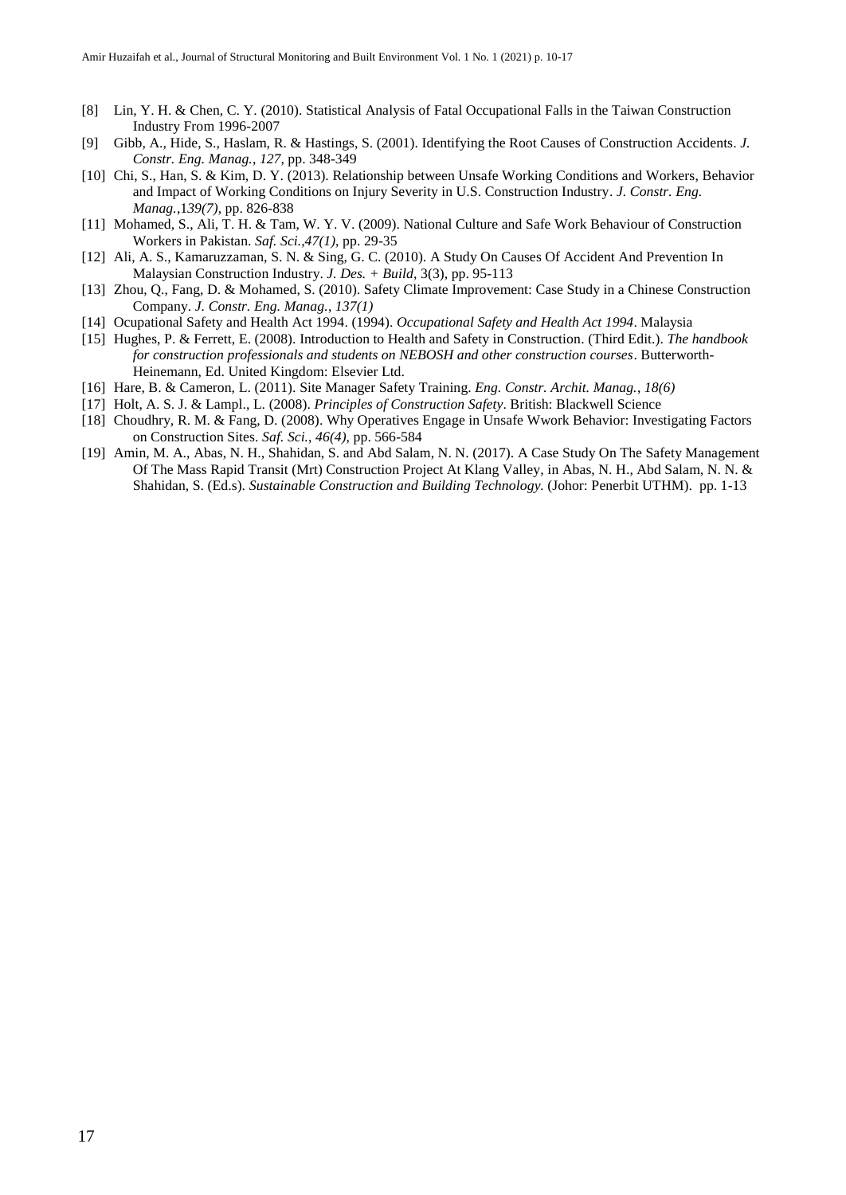[8] Lin, Y. H. & Chen, C. Y. (2010). Statistical Analysis of Fatal Occupational Falls in the Taiwan Construction Industry From 1996-2007

[9] Gibb, A., Hide, S., Haslam, R. & Hastings, S. (2001). Identifying the Root Causes of Construction Accidents. *J. Constr. Eng. Manag.*, *127*, pp. 348-349

[10] Chi, S., Han, S. & Kim, D. Y. (2013). Relationship between Unsafe Working Conditions and Workers, Behavior and Impact of Working Conditions on Injury Severity in U.S. Construction Industry. *J. Constr. Eng. Manag.*,*139(7)*, pp. 826-838

[11] Mohamed, S., Ali, T. H. & Tam, W. Y. V. (2009). National Culture and Safe Work Behaviour of Construction Workers in Pakistan. *Saf. Sci.*,*47(1)*, pp. 29-35

[12] Ali, A. S., Kamaruzzaman, S. N. & Sing, G. C. (2010). A Study On Causes Of Accident And Prevention In Malaysian Construction Industry. *J. Des. + Build*, 3(3), pp. 95-113

[13] Zhou, Q., Fang, D. & Mohamed, S. (2010). Safety Climate Improvement: Case Study in a Chinese Construction Company. *J. Constr. Eng. Manag.*, *137(1)*

[14] Ocupational Safety and Health Act 1994. (1994). *Occupational Safety and Health Act 1994*. Malaysia

[15] Hughes, P. & Ferrett, E. (2008). Introduction to Health and Safety in Construction. (Third Edit.). *The handbook for construction professionals and students on NEBOSH and other construction courses*. Butterworth-Heinemann, Ed. United Kingdom: Elsevier Ltd.

[16] Hare, B. & Cameron, L. (2011). Site Manager Safety Training. *Eng. Constr. Archit. Manag.*, *18(6)*

[17] Holt, A. S. J. & Lampl., L. (2008). *Principles of Construction Safety*. British: Blackwell Science

[18] Choudhry, R. M. & Fang, D. (2008). Why Operatives Engage in Unsafe Wwork Behavior: Investigating Factors on Construction Sites. *Saf. Sci.*, *46(4)*, pp. 566-584

[19] Amin, M. A., Abas, N. H., Shahidan, S. and Abd Salam, N. N. (2017). A Case Study On The Safety Management Of The Mass Rapid Transit (Mrt) Construction Project At Klang Valley, in Abas, N. H., Abd Salam, N. N. & Shahidan, S. (Ed.s). *Sustainable Construction and Building Technology.* (Johor: Penerbit UTHM). pp. 1-13